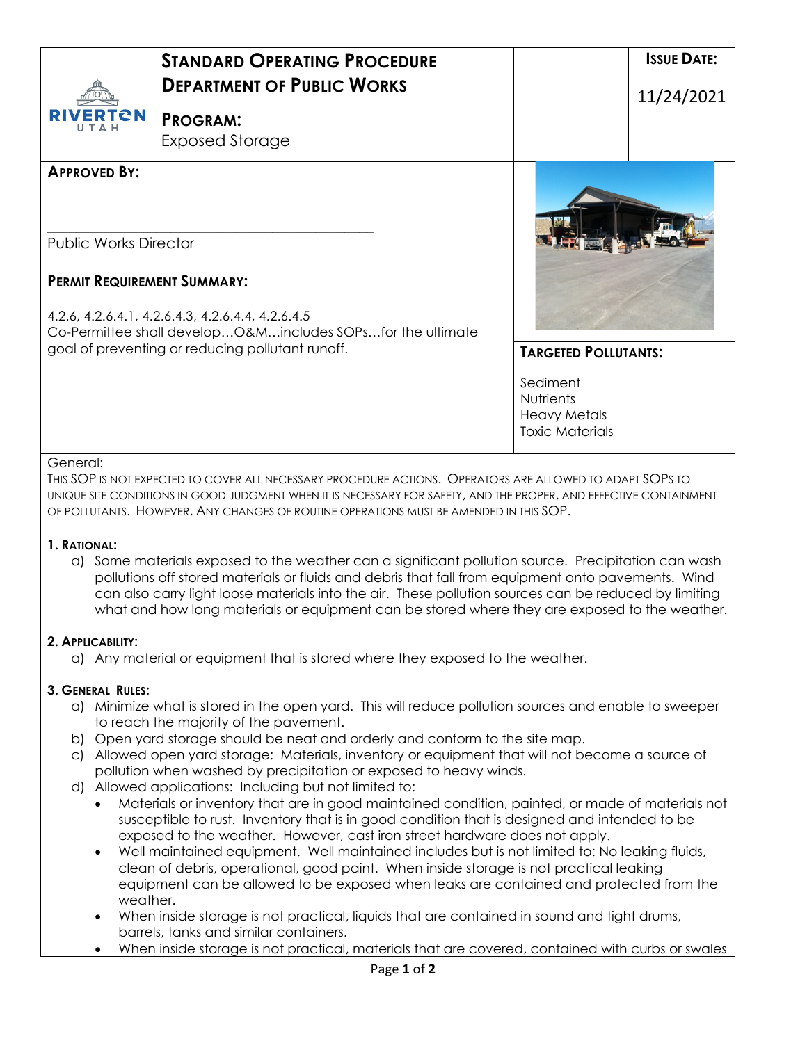| RIVERTON UTAH | **STANDARD OPERATING PROCEDURE**<br>**DEPARTMENT OF PUBLIC WORKS**<br><br>**PROGRAM:**<br>Exposed Storage | | **ISSUE DATE:**<br><br>11/24/2021 |
|---|---|---|---|

**APPROVED BY:**

\_\_\_\_\_\_\_\_\_\_\_\_\_\_\_\_\_\_\_\_\_\_\_\_\_\_\_\_\_\_\_\_\_\_\_\_\_\_\_\_

Public Works Director

**PERMIT REQUIREMENT SUMMARY:**

4.2.6, 4.2.6.4.1, 4.2.6.4.3, 4.2.6.4.4, 4.2.6.4.5
Co-Permittee shall develop…O&M…includes SOPs…for the ultimate goal of preventing or reducing pollutant runoff.

**TARGETED POLLUTANTS:**

Sediment
Nutrients
Heavy Metals
Toxic Materials

General:

THIS SOP IS NOT EXPECTED TO COVER ALL NECESSARY PROCEDURE ACTIONS. OPERATORS ARE ALLOWED TO ADAPT SOPS TO UNIQUE SITE CONDITIONS IN GOOD JUDGMENT WHEN IT IS NECESSARY FOR SAFETY, AND THE PROPER, AND EFFECTIVE CONTAINMENT OF POLLUTANTS. HOWEVER, ANY CHANGES OF ROUTINE OPERATIONS MUST BE AMENDED IN THIS SOP.

**1. RATIONAL:**

a) Some materials exposed to the weather can a significant pollution source. Precipitation can wash pollutions off stored materials or fluids and debris that fall from equipment onto pavements. Wind can also carry light loose materials into the air. These pollution sources can be reduced by limiting what and how long materials or equipment can be stored where they are exposed to the weather.

**2. APPLICABILITY:**

a) Any material or equipment that is stored where they exposed to the weather.

**3. GENERAL RULES:**

a) Minimize what is stored in the open yard. This will reduce pollution sources and enable to sweeper to reach the majority of the pavement.
b) Open yard storage should be neat and orderly and conform to the site map.
c) Allowed open yard storage: Materials, inventory or equipment that will not become a source of pollution when washed by precipitation or exposed to heavy winds.
d) Allowed applications: Including but not limited to:
   - Materials or inventory that are in good maintained condition, painted, or made of materials not susceptible to rust. Inventory that is in good condition that is designed and intended to be exposed to the weather. However, cast iron street hardware does not apply.
   - Well maintained equipment. Well maintained includes but is not limited to: No leaking fluids, clean of debris, operational, good paint. When inside storage is not practical leaking equipment can be allowed to be exposed when leaks are contained and protected from the weather.
   - When inside storage is not practical, liquids that are contained in sound and tight drums, barrels, tanks and similar containers.
   - When inside storage is not practical, materials that are covered, contained with curbs or swales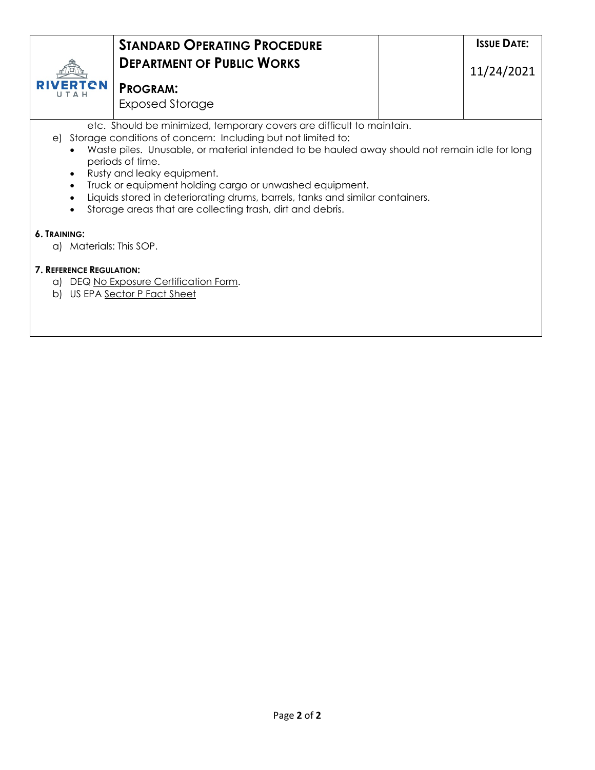etc. Should be minimized, temporary covers are difficult to maintain.

e) Storage conditions of concern: Including but not limited to:
   - Waste piles. Unusable, or material intended to be hauled away should not remain idle for long periods of time.
   - Rusty and leaky equipment.
   - Truck or equipment holding cargo or unwashed equipment.
   - Liquids stored in deteriorating drums, barrels, tanks and similar containers.
   - Storage areas that are collecting trash, dirt and debris.

**6. TRAINING:**

a) Materials: This SOP.

**7. REFERENCE REGULATION:**

a) DEQ No Exposure Certification Form.
b) US EPA Sector P Fact Sheet